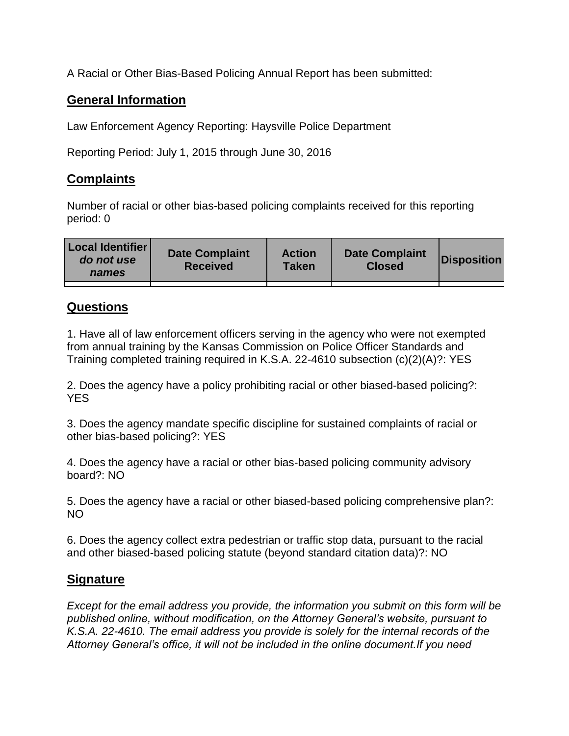A Racial or Other Bias-Based Policing Annual Report has been submitted:

## General Information

Law Enforcement Agency Reporting: Haysville Police Department

Reporting Period: July 1, 2015 through June 30, 2016

## Complaints

Number of racial or other bias-based policing complaints received for this reporting period: 0

| **Local Identifier** ***do not use names*** | **Date Complaint Received** | **Action Taken** | **Date Complaint Closed** | **Disposition** |
|---|---|---|---|---|
| | | | | |

## Questions

1. Have all of law enforcement officers serving in the agency who were not exempted from annual training by the Kansas Commission on Police Officer Standards and Training completed training required in K.S.A. 22-4610 subsection (c)(2)(A)?: YES

2. Does the agency have a policy prohibiting racial or other biased-based policing?: YES

3. Does the agency mandate specific discipline for sustained complaints of racial or other bias-based policing?: YES

4. Does the agency have a racial or other bias-based policing community advisory board?: NO

5. Does the agency have a racial or other biased-based policing comprehensive plan?: NO

6. Does the agency collect extra pedestrian or traffic stop data, pursuant to the racial and other biased-based policing statute (beyond standard citation data)?: NO

## Signature

*Except for the email address you provide, the information you submit on this form will be published online, without modification, on the Attorney General's website, pursuant to K.S.A. 22-4610. The email address you provide is solely for the internal records of the Attorney General's office, it will not be included in the online document.If you need*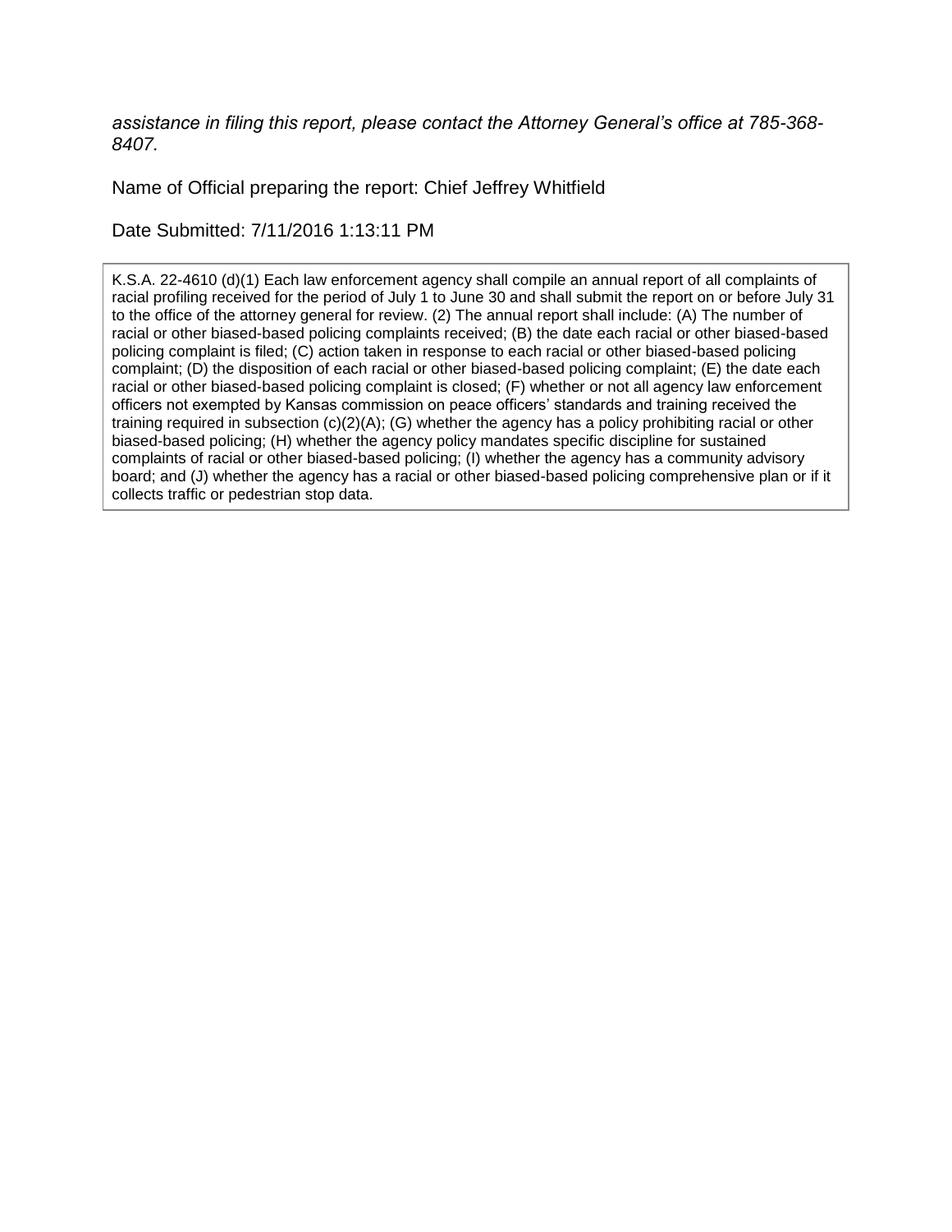*assistance in filing this report, please contact the Attorney General's office at 785-368-8407.*

Name of Official preparing the report: Chief Jeffrey Whitfield

Date Submitted: 7/11/2016 1:13:11 PM

K.S.A. 22-4610 (d)(1) Each law enforcement agency shall compile an annual report of all complaints of racial profiling received for the period of July 1 to June 30 and shall submit the report on or before July 31 to the office of the attorney general for review. (2) The annual report shall include: (A) The number of racial or other biased-based policing complaints received; (B) the date each racial or other biased-based policing complaint is filed; (C) action taken in response to each racial or other biased-based policing complaint; (D) the disposition of each racial or other biased-based policing complaint; (E) the date each racial or other biased-based policing complaint is closed; (F) whether or not all agency law enforcement officers not exempted by Kansas commission on peace officers' standards and training received the training required in subsection (c)(2)(A); (G) whether the agency has a policy prohibiting racial or other biased-based policing; (H) whether the agency policy mandates specific discipline for sustained complaints of racial or other biased-based policing; (I) whether the agency has a community advisory board; and (J) whether the agency has a racial or other biased-based policing comprehensive plan or if it collects traffic or pedestrian stop data.